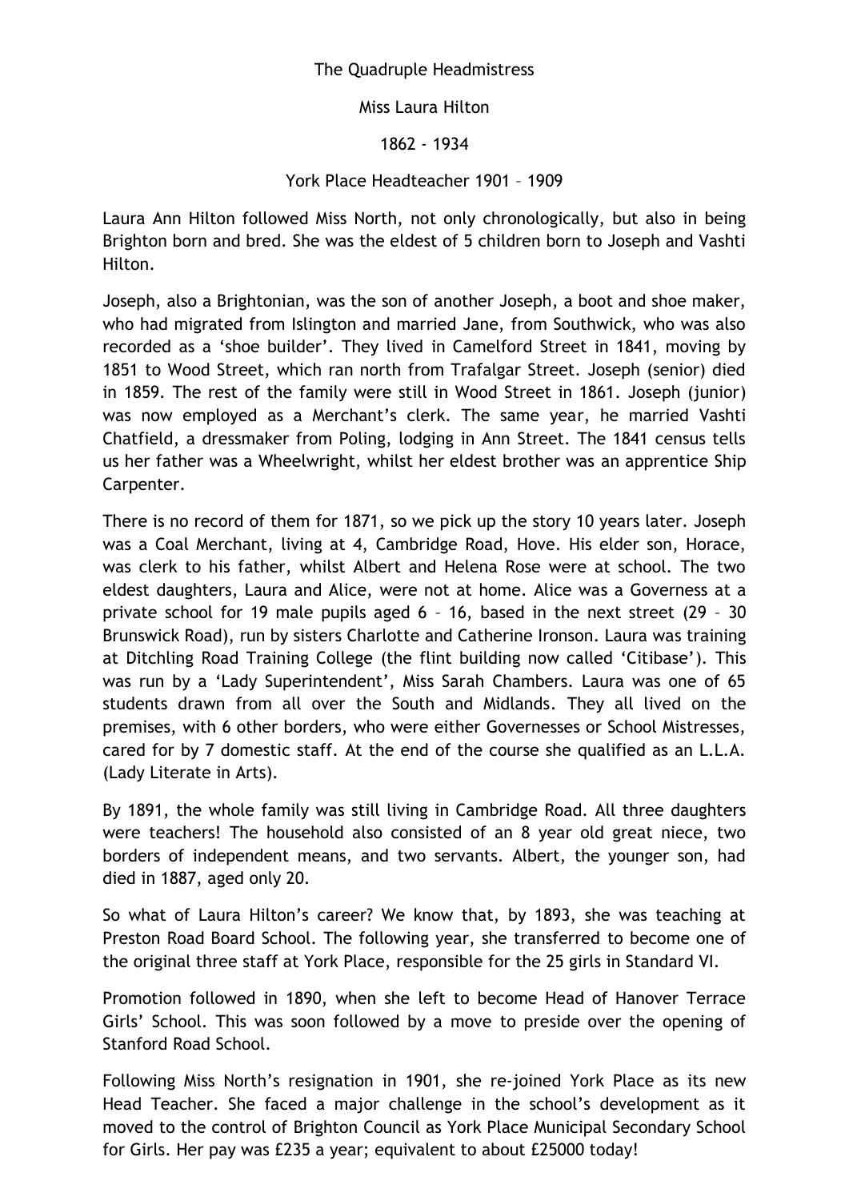# The Quadruple Headmistress

## Miss Laura Hilton

### 1862 - 1934

### York Place Headteacher 1901 – 1909

Laura Ann Hilton followed Miss North, not only chronologically, but also in being Brighton born and bred. She was the eldest of 5 children born to Joseph and Vashti Hilton.

Joseph, also a Brightonian, was the son of another Joseph, a boot and shoe maker, who had migrated from Islington and married Jane, from Southwick, who was also recorded as a 'shoe builder'. They lived in Camelford Street in 1841, moving by 1851 to Wood Street, which ran north from Trafalgar Street. Joseph (senior) died in 1859. The rest of the family were still in Wood Street in 1861. Joseph (junior) was now employed as a Merchant's clerk. The same year, he married Vashti Chatfield, a dressmaker from Poling, lodging in Ann Street. The 1841 census tells us her father was a Wheelwright, whilst her eldest brother was an apprentice Ship Carpenter.

There is no record of them for 1871, so we pick up the story 10 years later. Joseph was a Coal Merchant, living at 4, Cambridge Road, Hove. His elder son, Horace, was clerk to his father, whilst Albert and Helena Rose were at school. The two eldest daughters, Laura and Alice, were not at home. Alice was a Governess at a private school for 19 male pupils aged 6 – 16, based in the next street (29 – 30 Brunswick Road), run by sisters Charlotte and Catherine Ironson. Laura was training at Ditchling Road Training College (the flint building now called 'Citibase'). This was run by a 'Lady Superintendent', Miss Sarah Chambers. Laura was one of 65 students drawn from all over the South and Midlands. They all lived on the premises, with 6 other borders, who were either Governesses or School Mistresses, cared for by 7 domestic staff. At the end of the course she qualified as an L.L.A. (Lady Literate in Arts).

By 1891, the whole family was still living in Cambridge Road. All three daughters were teachers! The household also consisted of an 8 year old great niece, two borders of independent means, and two servants. Albert, the younger son, had died in 1887, aged only 20.

So what of Laura Hilton's career? We know that, by 1893, she was teaching at Preston Road Board School. The following year, she transferred to become one of the original three staff at York Place, responsible for the 25 girls in Standard VI.

Promotion followed in 1890, when she left to become Head of Hanover Terrace Girls' School. This was soon followed by a move to preside over the opening of Stanford Road School.

Following Miss North's resignation in 1901, she re-joined York Place as its new Head Teacher. She faced a major challenge in the school's development as it moved to the control of Brighton Council as York Place Municipal Secondary School for Girls. Her pay was £235 a year; equivalent to about £25000 today!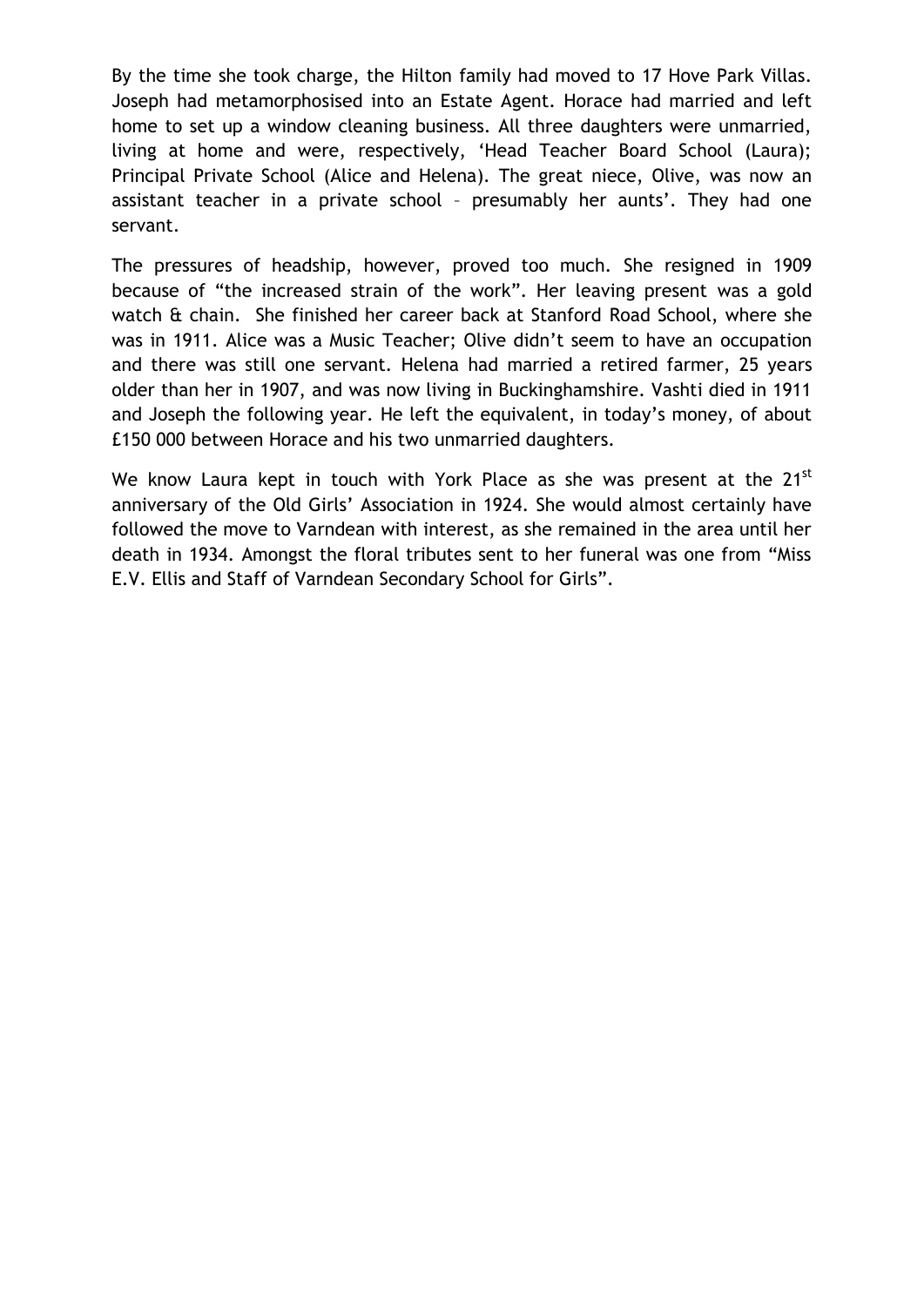By the time she took charge, the Hilton family had moved to 17 Hove Park Villas. Joseph had metamorphosised into an Estate Agent. Horace had married and left home to set up a window cleaning business. All three daughters were unmarried, living at home and were, respectively, 'Head Teacher Board School (Laura); Principal Private School (Alice and Helena). The great niece, Olive, was now an assistant teacher in a private school – presumably her aunts'. They had one servant.

The pressures of headship, however, proved too much. She resigned in 1909 because of "the increased strain of the work". Her leaving present was a gold watch & chain. She finished her career back at Stanford Road School, where she was in 1911. Alice was a Music Teacher; Olive didn't seem to have an occupation and there was still one servant. Helena had married a retired farmer, 25 years older than her in 1907, and was now living in Buckinghamshire. Vashti died in 1911 and Joseph the following year. He left the equivalent, in today's money, of about £150 000 between Horace and his two unmarried daughters.

We know Laura kept in touch with York Place as she was present at the 21st anniversary of the Old Girls' Association in 1924. She would almost certainly have followed the move to Varndean with interest, as she remained in the area until her death in 1934. Amongst the floral tributes sent to her funeral was one from "Miss E.V. Ellis and Staff of Varndean Secondary School for Girls".